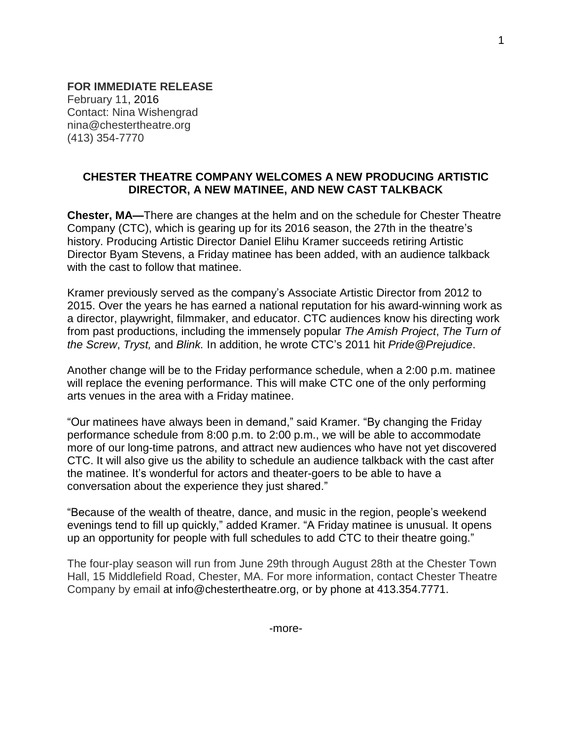**FOR IMMEDIATE RELEASE**
February 11, 2016
Contact: Nina Wishengrad
nina@chestertheatre.org
(413) 354-7770

## CHESTER THEATRE COMPANY WELCOMES A NEW PRODUCING ARTISTIC DIRECTOR, A NEW MATINEE, AND NEW CAST TALKBACK

**Chester, MA—**There are changes at the helm and on the schedule for Chester Theatre Company (CTC), which is gearing up for its 2016 season, the 27th in the theatre's history. Producing Artistic Director Daniel Elihu Kramer succeeds retiring Artistic Director Byam Stevens, a Friday matinee has been added, with an audience talkback with the cast to follow that matinee.

Kramer previously served as the company's Associate Artistic Director from 2012 to 2015. Over the years he has earned a national reputation for his award-winning work as a director, playwright, filmmaker, and educator. CTC audiences know his directing work from past productions, including the immensely popular *The Amish Project*, *The Turn of the Screw*, *Tryst,* and *Blink.* In addition, he wrote CTC's 2011 hit *Pride@Prejudice*.

Another change will be to the Friday performance schedule, when a 2:00 p.m. matinee will replace the evening performance. This will make CTC one of the only performing arts venues in the area with a Friday matinee.

"Our matinees have always been in demand," said Kramer. "By changing the Friday performance schedule from 8:00 p.m. to 2:00 p.m., we will be able to accommodate more of our long-time patrons, and attract new audiences who have not yet discovered CTC. It will also give us the ability to schedule an audience talkback with the cast after the matinee. It's wonderful for actors and theater-goers to be able to have a conversation about the experience they just shared."

"Because of the wealth of theatre, dance, and music in the region, people's weekend evenings tend to fill up quickly," added Kramer. "A Friday matinee is unusual. It opens up an opportunity for people with full schedules to add CTC to their theatre going."

The four-play season will run from June 29th through August 28th at the Chester Town Hall, 15 Middlefield Road, Chester, MA. For more information, contact Chester Theatre Company by email at info@chestertheatre.org, or by phone at 413.354.7771.

-more-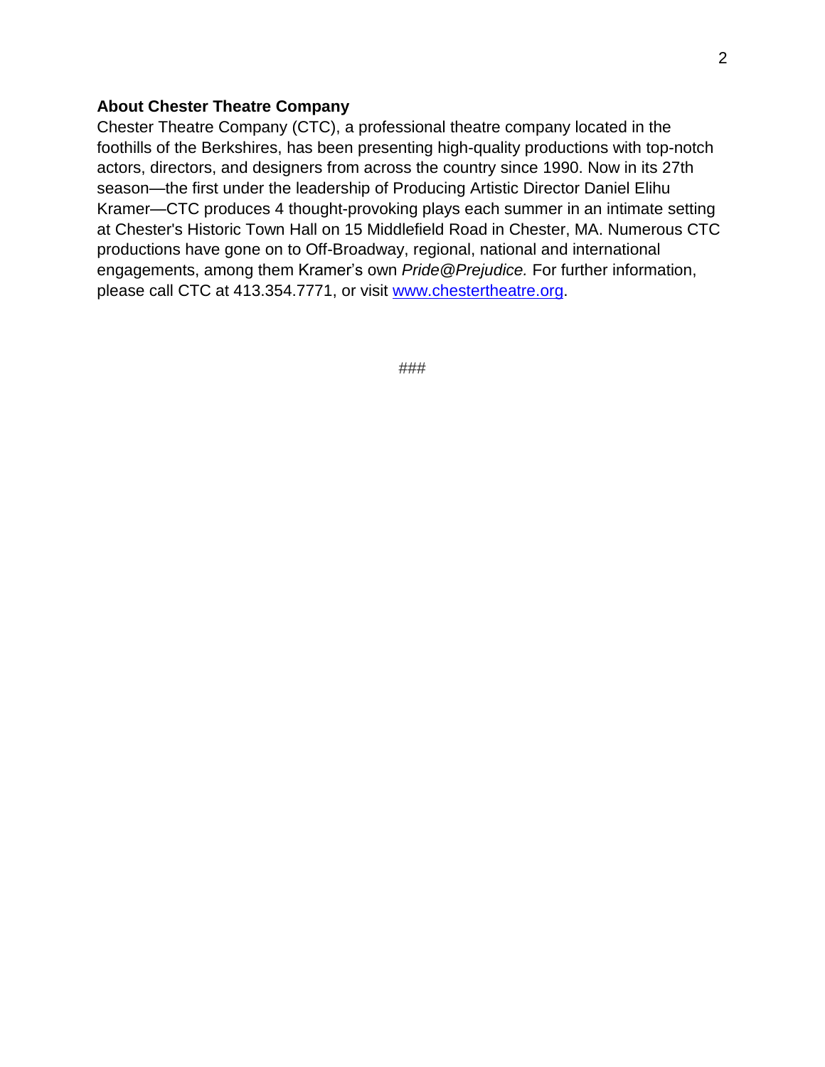**About Chester Theatre Company**

Chester Theatre Company (CTC), a professional theatre company located in the foothills of the Berkshires, has been presenting high-quality productions with top-notch actors, directors, and designers from across the country since 1990. Now in its 27th season—the first under the leadership of Producing Artistic Director Daniel Elihu Kramer—CTC produces 4 thought-provoking plays each summer in an intimate setting at Chester's Historic Town Hall on 15 Middlefield Road in Chester, MA. Numerous CTC productions have gone on to Off-Broadway, regional, national and international engagements, among them Kramer's own *Pride@Prejudice.* For further information, please call CTC at 413.354.7771, or visit [www.chestertheatre.org](http://www.chestertheatre.org).

###